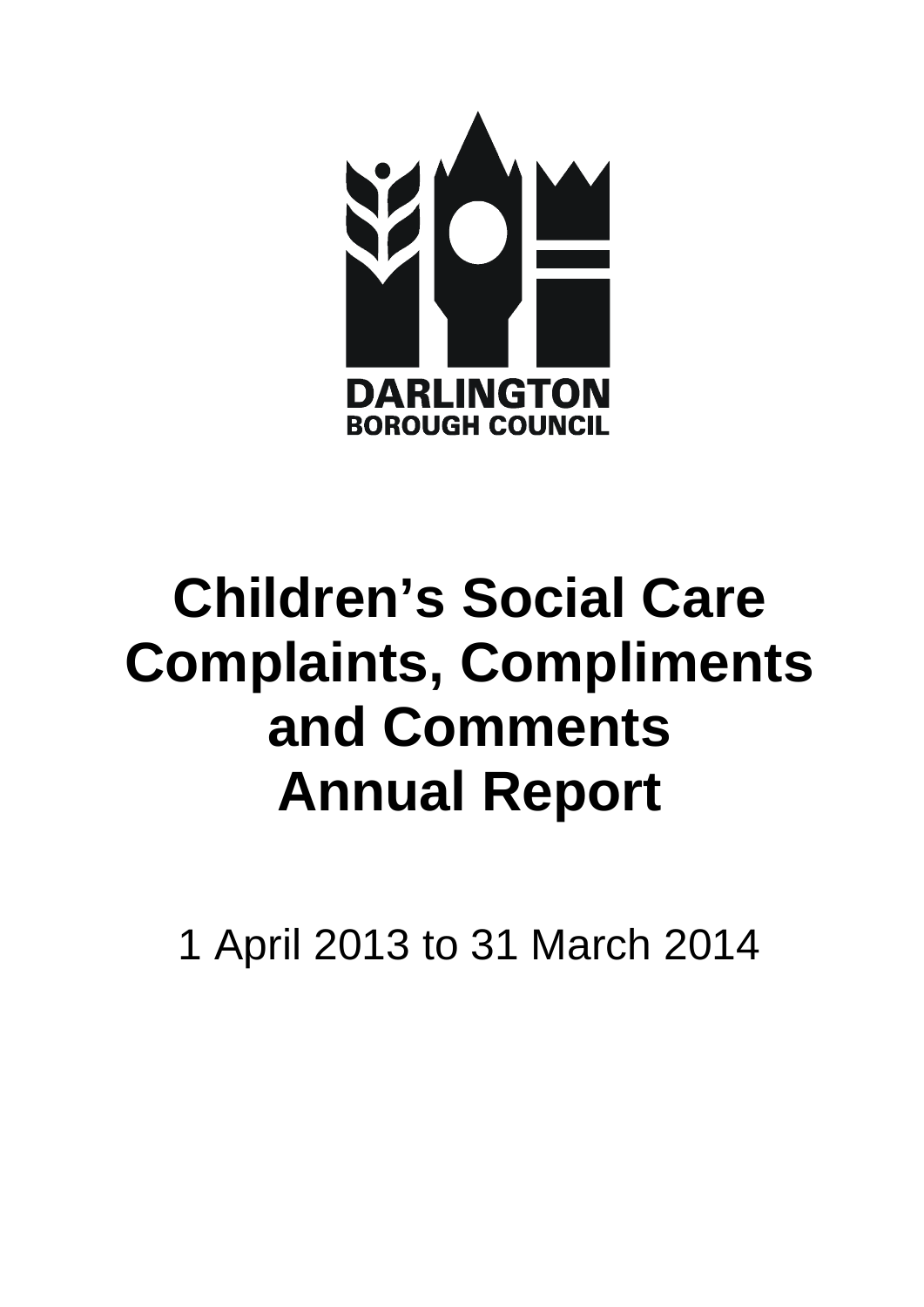DARLINGTON
BOROUGH COUNCIL

# Children's Social Care Complaints, Compliments and Comments Annual Report

1 April 2013 to 31 March 2014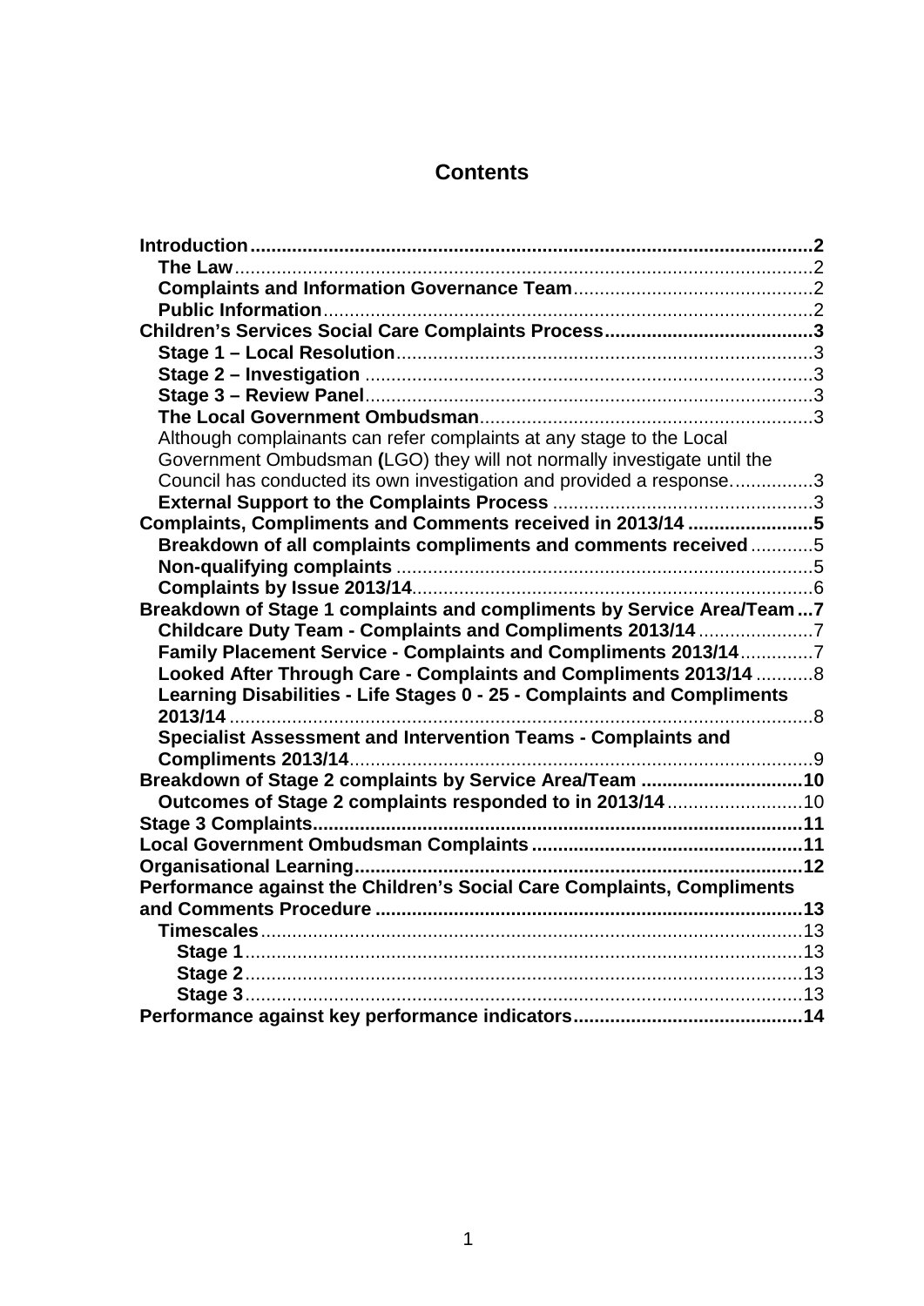# Contents

**Introduction** .......... **2**
- **The Law** .......... 2
- **Complaints and Information Governance Team** .......... 2
- **Public Information** .......... 2

**Children's Services Social Care Complaints Process** .......... **3**
- **Stage 1 – Local Resolution** .......... 3
- **Stage 2 – Investigation** .......... 3
- **Stage 3 – Review Panel** .......... 3
- **The Local Government Ombudsman** .......... 3
- Although complainants can refer complaints at any stage to the Local Government Ombudsman **(**LGO) they will not normally investigate until the Council has conducted its own investigation and provided a response. .......... 3
- **External Support to the Complaints Process** .......... 3

**Complaints, Compliments and Comments received in 2013/14** .......... **5**
- **Breakdown of all complaints compliments and comments received** .......... 5
- **Non-qualifying complaints** .......... 5
- **Complaints by Issue 2013/14** .......... 6

**Breakdown of Stage 1 complaints and compliments by Service Area/Team** .......... **7**
- **Childcare Duty Team - Complaints and Compliments 2013/14** .......... 7
- **Family Placement Service - Complaints and Compliments 2013/14** .......... 7
- **Looked After Through Care - Complaints and Compliments 2013/14** .......... 8
- **Learning Disabilities - Life Stages 0 - 25 - Complaints and Compliments 2013/14** .......... 8
- **Specialist Assessment and Intervention Teams - Complaints and Compliments 2013/14** .......... 9

**Breakdown of Stage 2 complaints by Service Area/Team** .......... **10**
- **Outcomes of Stage 2 complaints responded to in 2013/14** .......... 10

**Stage 3 Complaints** .......... **11**

**Local Government Ombudsman Complaints** .......... **11**

**Organisational Learning** .......... **12**

**Performance against the Children's Social Care Complaints, Compliments and Comments Procedure** .......... **13**
- **Timescales** .......... 13
  - **Stage 1** .......... 13
  - **Stage 2** .......... 13
  - **Stage 3** .......... 13

**Performance against key performance indicators** .......... **14**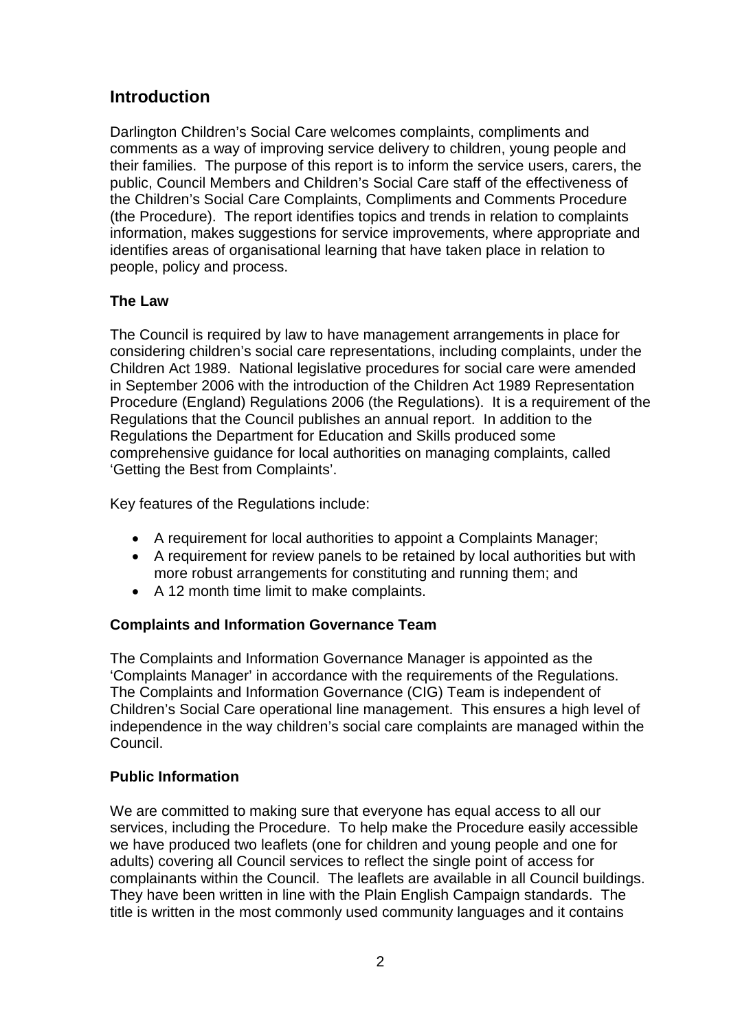## Introduction

Darlington Children's Social Care welcomes complaints, compliments and comments as a way of improving service delivery to children, young people and their families. The purpose of this report is to inform the service users, carers, the public, Council Members and Children's Social Care staff of the effectiveness of the Children's Social Care Complaints, Compliments and Comments Procedure (the Procedure). The report identifies topics and trends in relation to complaints information, makes suggestions for service improvements, where appropriate and identifies areas of organisational learning that have taken place in relation to people, policy and process.

### The Law

The Council is required by law to have management arrangements in place for considering children's social care representations, including complaints, under the Children Act 1989. National legislative procedures for social care were amended in September 2006 with the introduction of the Children Act 1989 Representation Procedure (England) Regulations 2006 (the Regulations). It is a requirement of the Regulations that the Council publishes an annual report. In addition to the Regulations the Department for Education and Skills produced some comprehensive guidance for local authorities on managing complaints, called 'Getting the Best from Complaints'.

Key features of the Regulations include:

- A requirement for local authorities to appoint a Complaints Manager;
- A requirement for review panels to be retained by local authorities but with more robust arrangements for constituting and running them; and
- A 12 month time limit to make complaints.

### Complaints and Information Governance Team

The Complaints and Information Governance Manager is appointed as the 'Complaints Manager' in accordance with the requirements of the Regulations. The Complaints and Information Governance (CIG) Team is independent of Children's Social Care operational line management. This ensures a high level of independence in the way children's social care complaints are managed within the Council.

### Public Information

We are committed to making sure that everyone has equal access to all our services, including the Procedure. To help make the Procedure easily accessible we have produced two leaflets (one for children and young people and one for adults) covering all Council services to reflect the single point of access for complainants within the Council. The leaflets are available in all Council buildings. They have been written in line with the Plain English Campaign standards. The title is written in the most commonly used community languages and it contains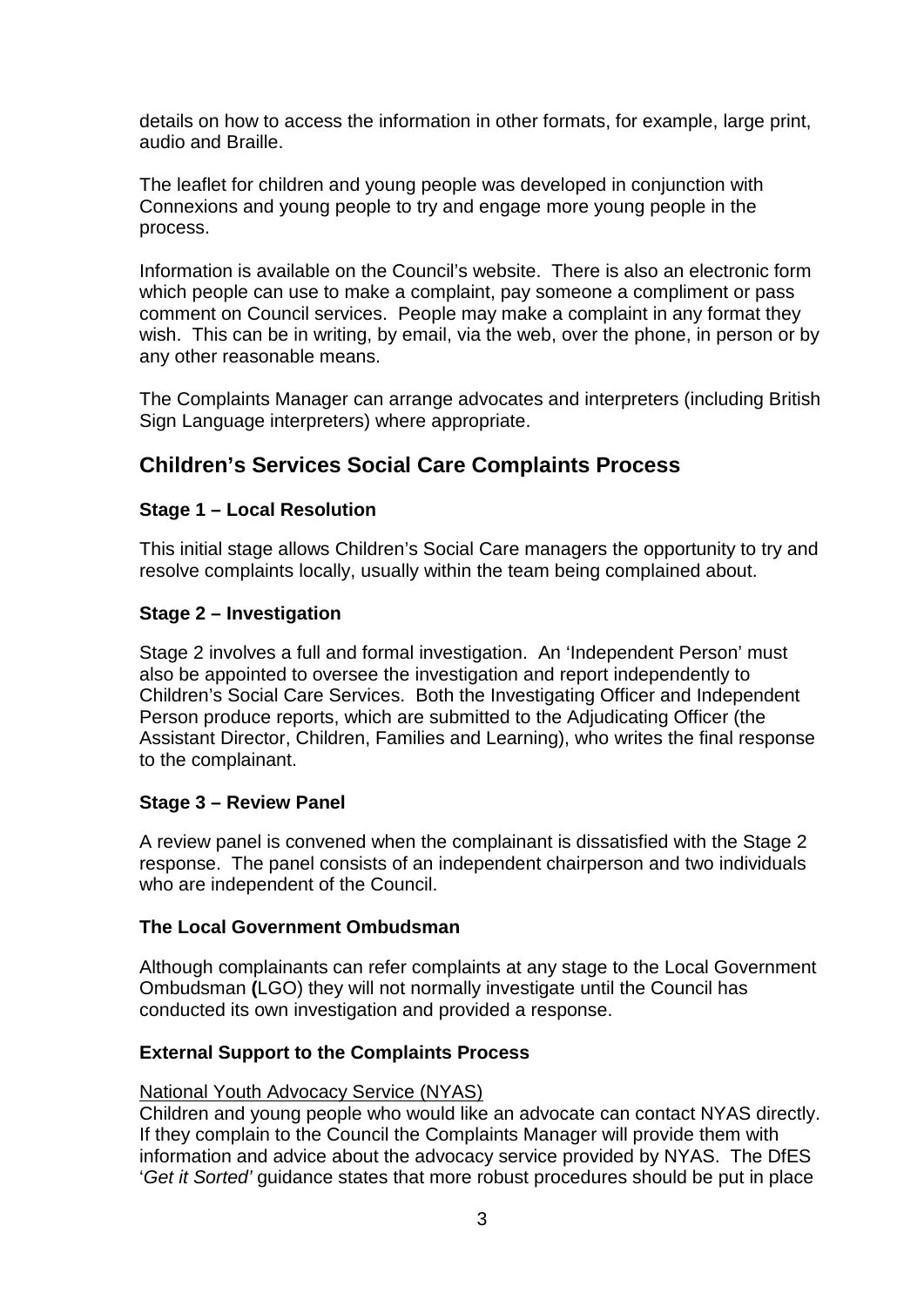details on how to access the information in other formats, for example, large print, audio and Braille.

The leaflet for children and young people was developed in conjunction with Connexions and young people to try and engage more young people in the process.

Information is available on the Council's website. There is also an electronic form which people can use to make a complaint, pay someone a compliment or pass comment on Council services. People may make a complaint in any format they wish. This can be in writing, by email, via the web, over the phone, in person or by any other reasonable means.

The Complaints Manager can arrange advocates and interpreters (including British Sign Language interpreters) where appropriate.

## Children's Services Social Care Complaints Process

### Stage 1 – Local Resolution

This initial stage allows Children's Social Care managers the opportunity to try and resolve complaints locally, usually within the team being complained about.

### Stage 2 – Investigation

Stage 2 involves a full and formal investigation. An 'Independent Person' must also be appointed to oversee the investigation and report independently to Children's Social Care Services. Both the Investigating Officer and Independent Person produce reports, which are submitted to the Adjudicating Officer (the Assistant Director, Children, Families and Learning), who writes the final response to the complainant.

### Stage 3 – Review Panel

A review panel is convened when the complainant is dissatisfied with the Stage 2 response. The panel consists of an independent chairperson and two individuals who are independent of the Council.

### The Local Government Ombudsman

Although complainants can refer complaints at any stage to the Local Government Ombudsman **(**LGO) they will not normally investigate until the Council has conducted its own investigation and provided a response.

### External Support to the Complaints Process

National Youth Advocacy Service (NYAS)

Children and young people who would like an advocate can contact NYAS directly. If they complain to the Council the Complaints Manager will provide them with information and advice about the advocacy service provided by NYAS. The DfES '*Get it Sorted'* guidance states that more robust procedures should be put in place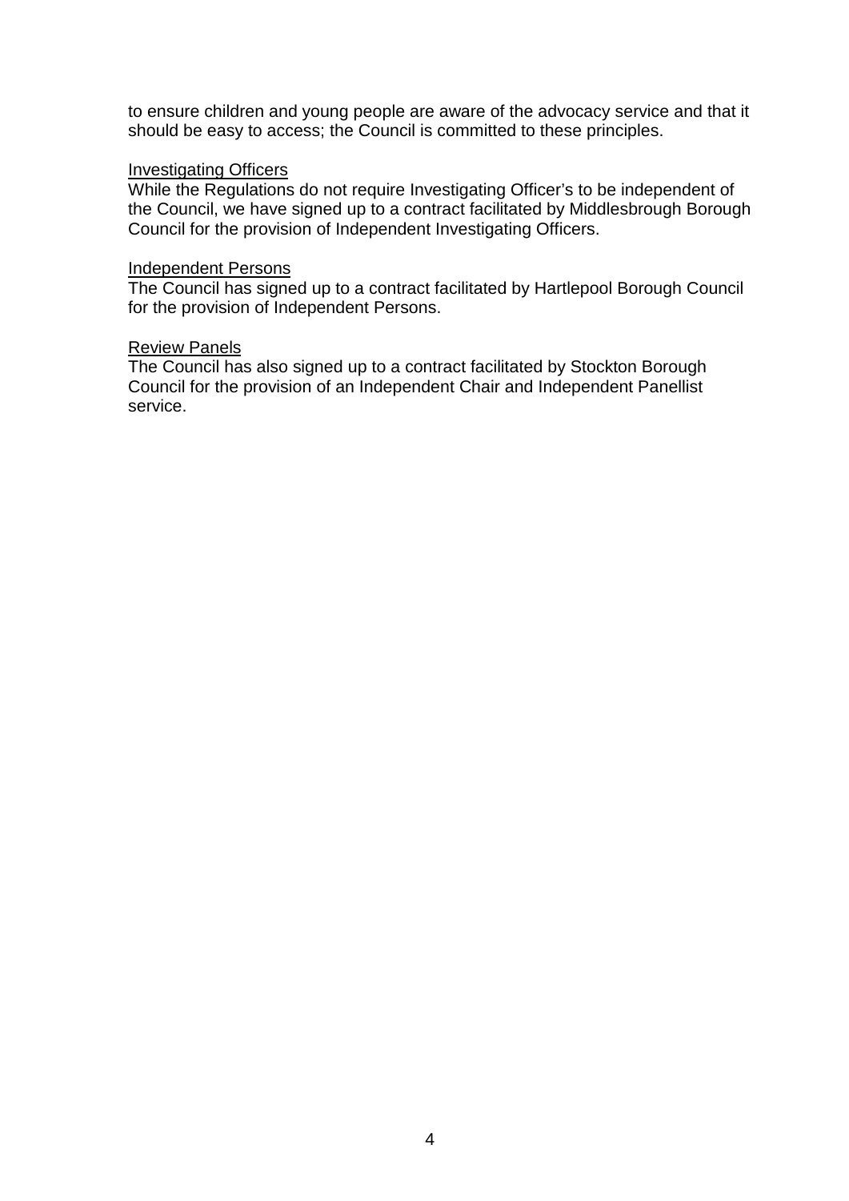to ensure children and young people are aware of the advocacy service and that it should be easy to access; the Council is committed to these principles.

<u>Investigating Officers</u>
While the Regulations do not require Investigating Officer's to be independent of the Council, we have signed up to a contract facilitated by Middlesbrough Borough Council for the provision of Independent Investigating Officers.

<u>Independent Persons</u>
The Council has signed up to a contract facilitated by Hartlepool Borough Council for the provision of Independent Persons.

<u>Review Panels</u>
The Council has also signed up to a contract facilitated by Stockton Borough Council for the provision of an Independent Chair and Independent Panellist service.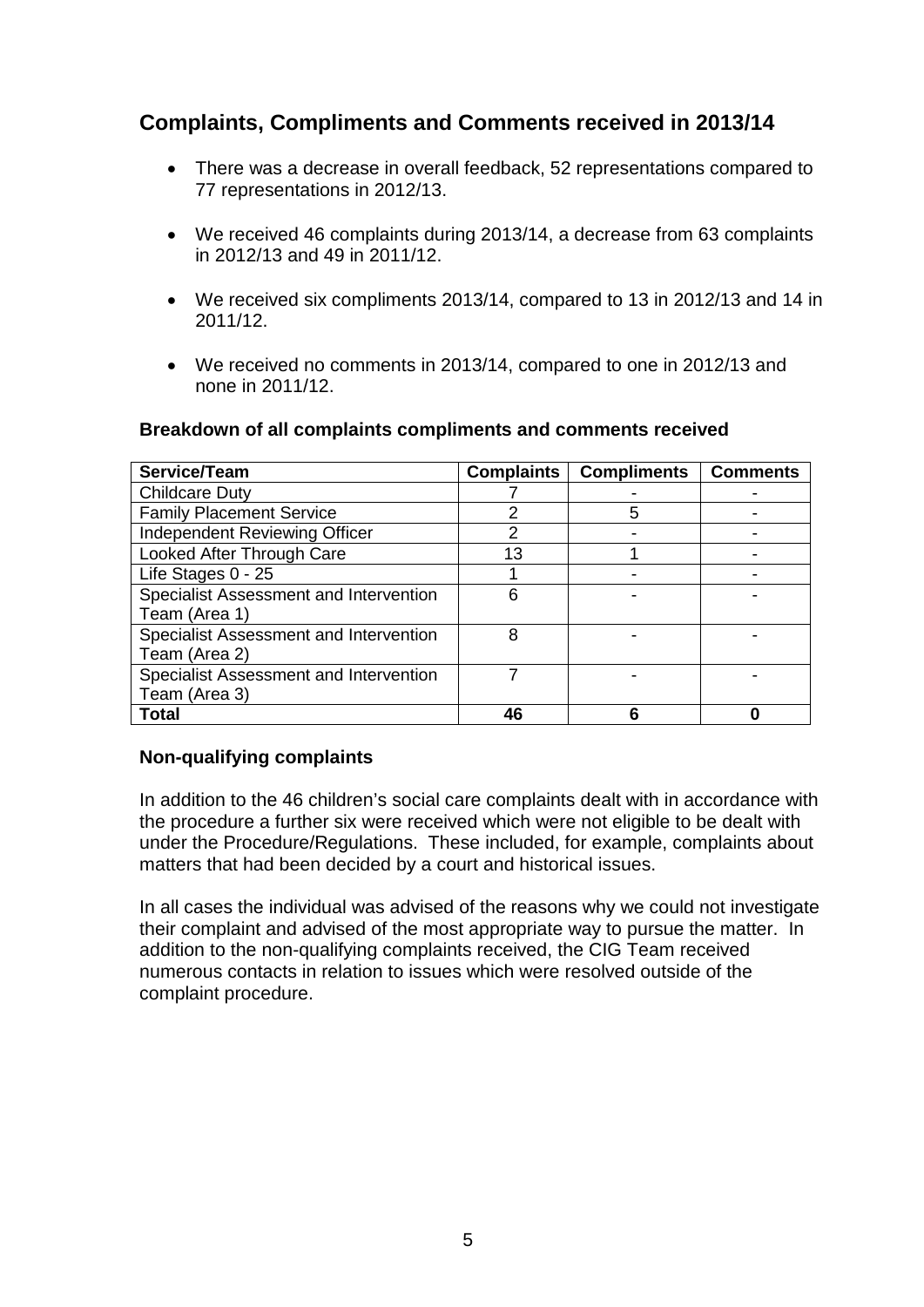## Complaints, Compliments and Comments received in 2013/14

- There was a decrease in overall feedback, 52 representations compared to 77 representations in 2012/13.
- We received 46 complaints during 2013/14, a decrease from 63 complaints in 2012/13 and 49 in 2011/12.
- We received six compliments 2013/14, compared to 13 in 2012/13 and 14 in 2011/12.
- We received no comments in 2013/14, compared to one in 2012/13 and none in 2011/12.

### Breakdown of all complaints compliments and comments received

| Service/Team | Complaints | Compliments | Comments |
|---|---|---|---|
| Childcare Duty | 7 | - | - |
| Family Placement Service | 2 | 5 | - |
| Independent Reviewing Officer | 2 | - | - |
| Looked After Through Care | 13 | 1 | - |
| Life Stages 0 - 25 | 1 | - | - |
| Specialist Assessment and Intervention Team (Area 1) | 6 | - | - |
| Specialist Assessment and Intervention Team (Area 2) | 8 | - | - |
| Specialist Assessment and Intervention Team (Area 3) | 7 | - | - |
| **Total** | **46** | **6** | **0** |

### Non-qualifying complaints

In addition to the 46 children's social care complaints dealt with in accordance with the procedure a further six were received which were not eligible to be dealt with under the Procedure/Regulations. These included, for example, complaints about matters that had been decided by a court and historical issues.

In all cases the individual was advised of the reasons why we could not investigate their complaint and advised of the most appropriate way to pursue the matter. In addition to the non-qualifying complaints received, the CIG Team received numerous contacts in relation to issues which were resolved outside of the complaint procedure.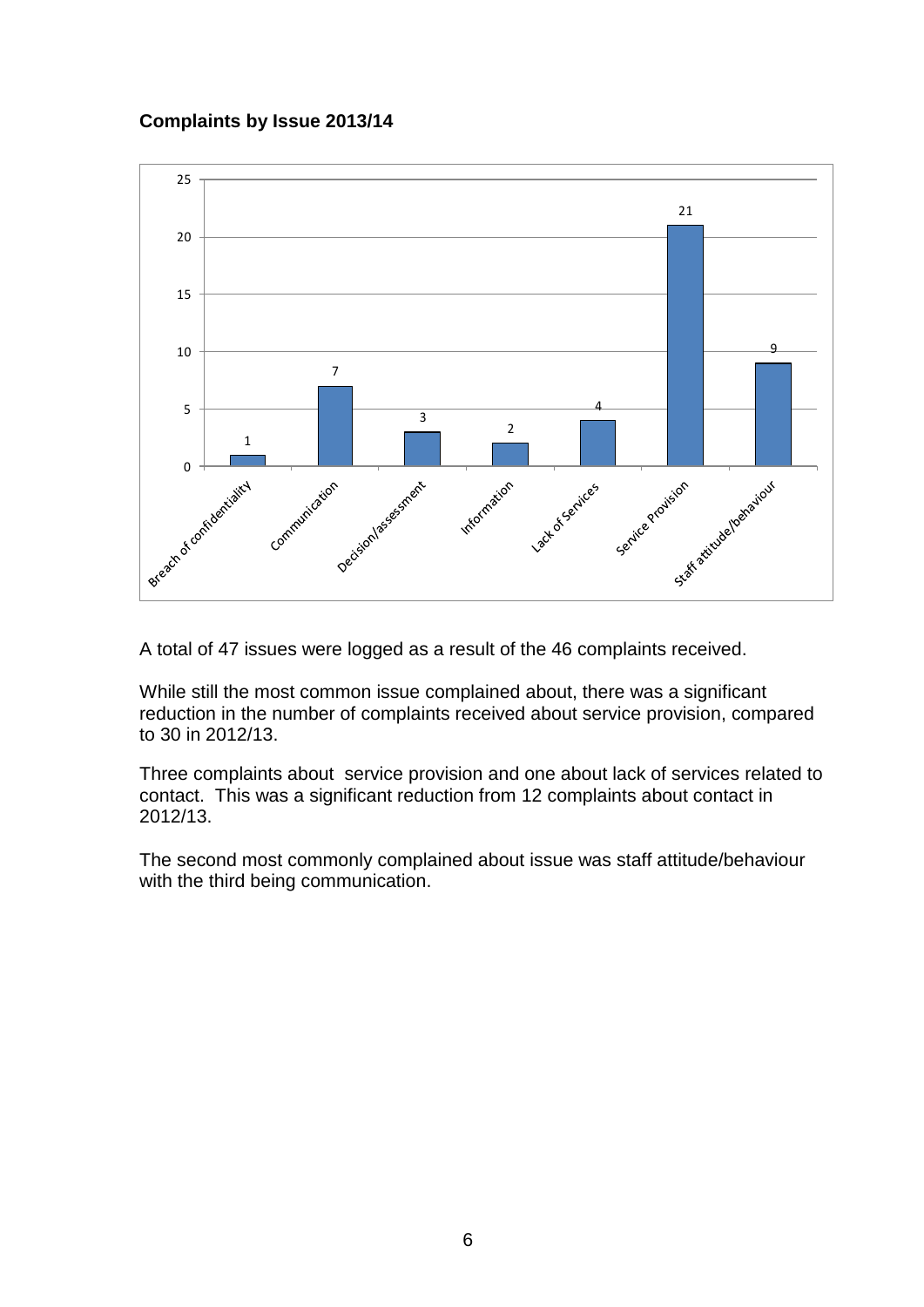**Complaints by Issue 2013/14**

| Issue | Number |
| --- | --- |
| Breach of confidentiality | 1 |
| Communication | 7 |
| Decision/assessment | 3 |
| Information | 2 |
| Lack of Services | 4 |
| Service Provision | 21 |
| Staff attitude/behaviour | 9 |

A total of 47 issues were logged as a result of the 46 complaints received.

While still the most common issue complained about, there was a significant reduction in the number of complaints received about service provision, compared to 30 in 2012/13.

Three complaints about service provision and one about lack of services related to contact. This was a significant reduction from 12 complaints about contact in 2012/13.

The second most commonly complained about issue was staff attitude/behaviour with the third being communication.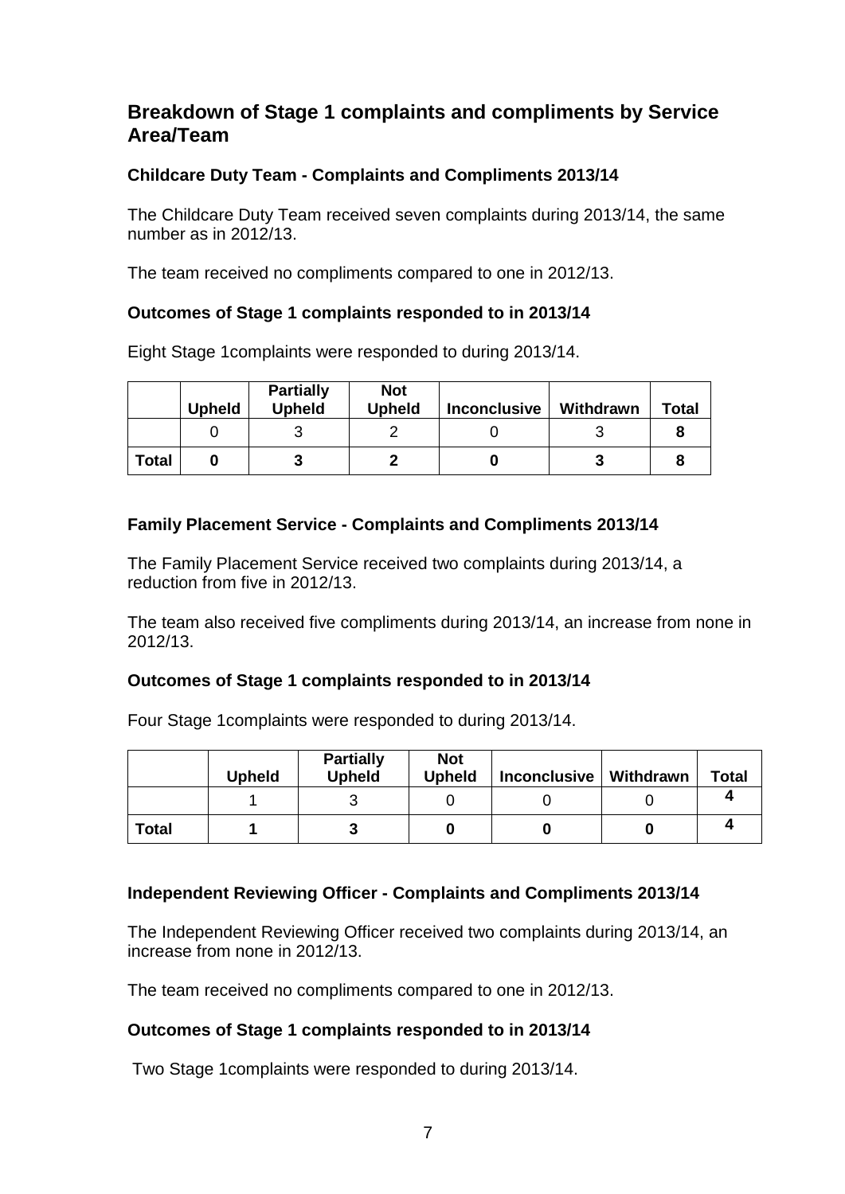## Breakdown of Stage 1 complaints and compliments by Service Area/Team

### Childcare Duty Team - Complaints and Compliments 2013/14

The Childcare Duty Team received seven complaints during 2013/14, the same number as in 2012/13.

The team received no compliments compared to one in 2012/13.

### Outcomes of Stage 1 complaints responded to in 2013/14

Eight Stage 1complaints were responded to during 2013/14.

| | Upheld | Partially Upheld | Not Upheld | Inconclusive | Withdrawn | Total |
|---|---|---|---|---|---|---|
| | 0 | 3 | 2 | 0 | 3 | **8** |
| **Total** | **0** | **3** | **2** | **0** | **3** | **8** |

### Family Placement Service - Complaints and Compliments 2013/14

The Family Placement Service received two complaints during 2013/14, a reduction from five in 2012/13.

The team also received five compliments during 2013/14, an increase from none in 2012/13.

### Outcomes of Stage 1 complaints responded to in 2013/14

Four Stage 1complaints were responded to during 2013/14.

| | Upheld | Partially Upheld | Not Upheld | Inconclusive | Withdrawn | Total |
|---|---|---|---|---|---|---|
| | 1 | 3 | 0 | 0 | 0 | **4** |
| **Total** | **1** | **3** | **0** | **0** | **0** | **4** |

### Independent Reviewing Officer - Complaints and Compliments 2013/14

The Independent Reviewing Officer received two complaints during 2013/14, an increase from none in 2012/13.

The team received no compliments compared to one in 2012/13.

### Outcomes of Stage 1 complaints responded to in 2013/14

Two Stage 1complaints were responded to during 2013/14.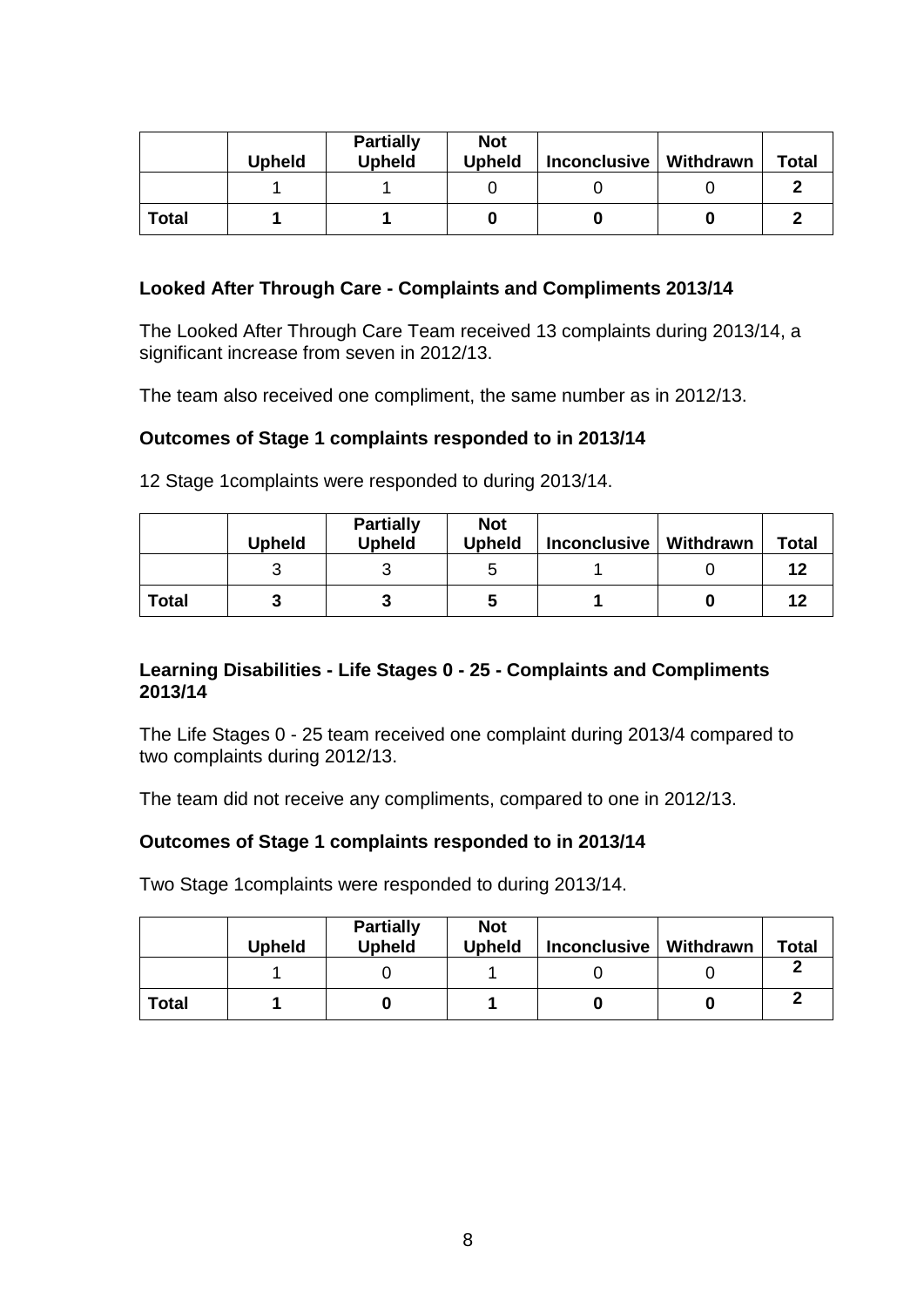| | Upheld | Partially Upheld | Not Upheld | Inconclusive | Withdrawn | Total |
|---|---|---|---|---|---|---|
| | 1 | 1 | 0 | 0 | 0 | **2** |
| **Total** | **1** | **1** | **0** | **0** | **0** | **2** |

### Looked After Through Care - Complaints and Compliments 2013/14

The Looked After Through Care Team received 13 complaints during 2013/14, a significant increase from seven in 2012/13.

The team also received one compliment, the same number as in 2012/13.

### Outcomes of Stage 1 complaints responded to in 2013/14

12 Stage 1complaints were responded to during 2013/14.

| | Upheld | Partially Upheld | Not Upheld | Inconclusive | Withdrawn | Total |
|---|---|---|---|---|---|---|
| | 3 | 3 | 5 | 1 | 0 | **12** |
| **Total** | **3** | **3** | **5** | **1** | **0** | **12** |

### Learning Disabilities - Life Stages 0 - 25 - Complaints and Compliments 2013/14

The Life Stages 0 - 25 team received one complaint during 2013/4 compared to two complaints during 2012/13.

The team did not receive any compliments, compared to one in 2012/13.

### Outcomes of Stage 1 complaints responded to in 2013/14

Two Stage 1complaints were responded to during 2013/14.

| | Upheld | Partially Upheld | Not Upheld | Inconclusive | Withdrawn | Total |
|---|---|---|---|---|---|---|
| | 1 | 0 | 1 | 0 | 0 | **2** |
| **Total** | **1** | **0** | **1** | **0** | **0** | **2** |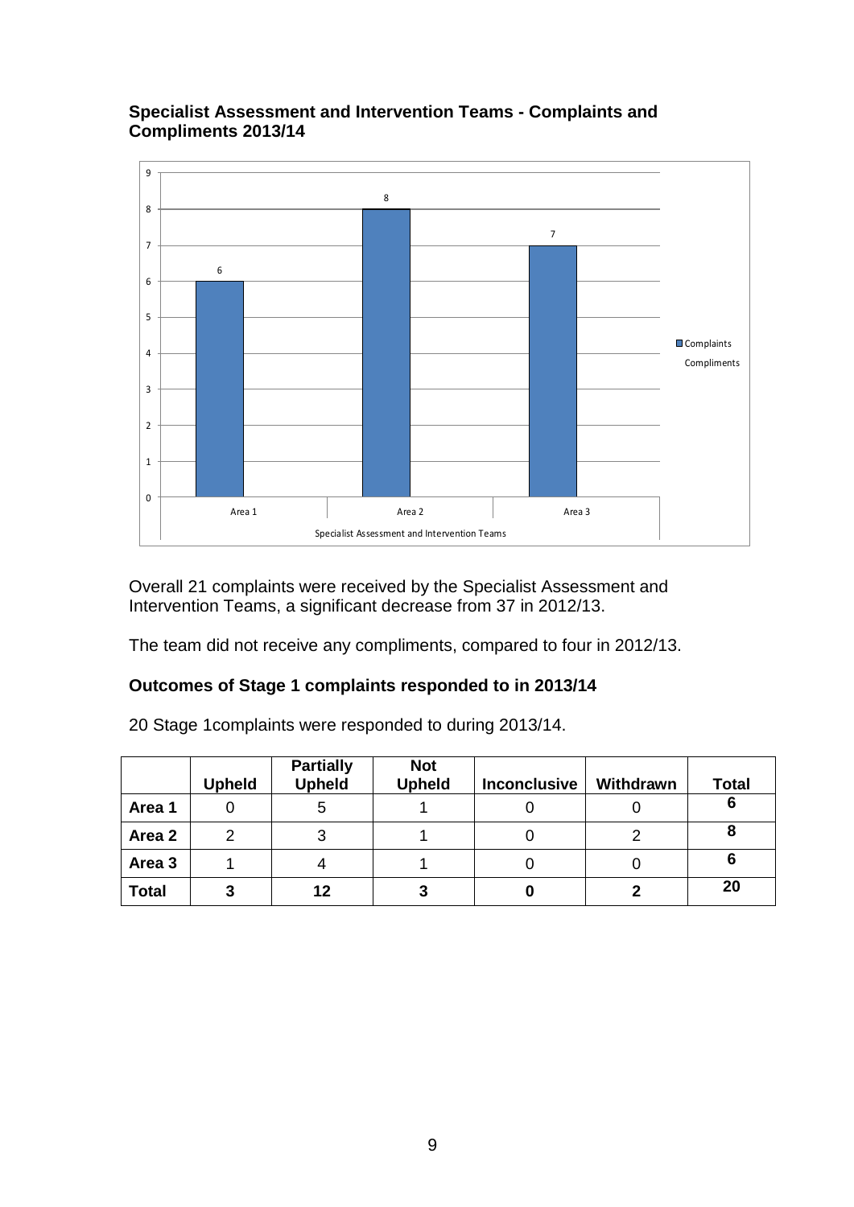## Specialist Assessment and Intervention Teams - Complaints and Compliments 2013/14

Overall 21 complaints were received by the Specialist Assessment and Intervention Teams, a significant decrease from 37 in 2012/13.

The team did not receive any compliments, compared to four in 2012/13.

### Outcomes of Stage 1 complaints responded to in 2013/14

20 Stage 1complaints were responded to during 2013/14.

| | Upheld | Partially Upheld | Not Upheld | Inconclusive | Withdrawn | Total |
|---|---|---|---|---|---|---|
| **Area 1** | 0 | 5 | 1 | 0 | 0 | **6** |
| **Area 2** | 2 | 3 | 1 | 0 | 2 | **8** |
| **Area 3** | 1 | 4 | 1 | 0 | 0 | **6** |
| **Total** | **3** | **12** | **3** | **0** | **2** | **20** |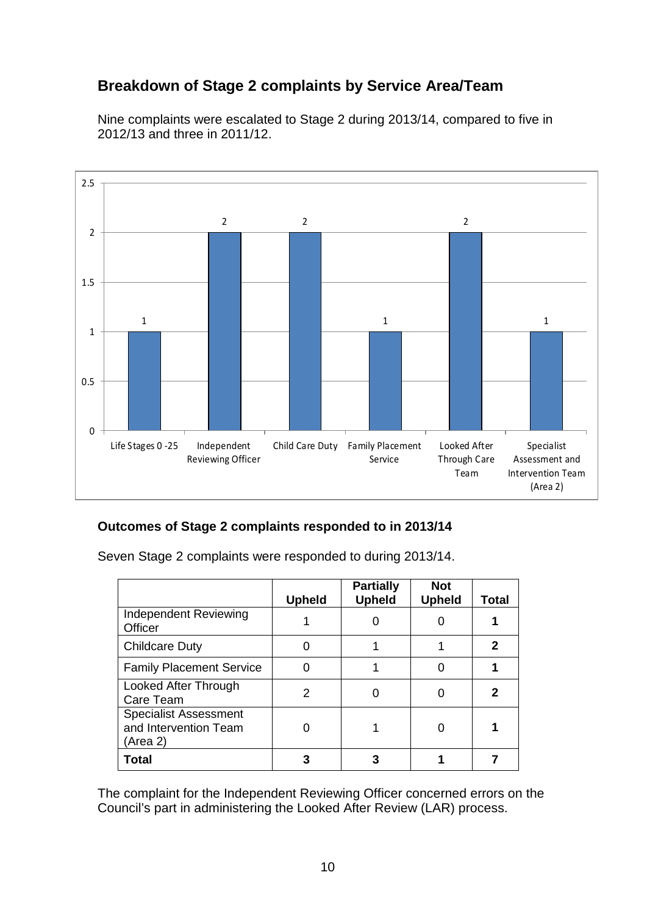## Breakdown of Stage 2 complaints by Service Area/Team

Nine complaints were escalated to Stage 2 during 2013/14, compared to five in 2012/13 and three in 2011/12.

| Service Area/Team | Number |
|---|---|
| Life Stages 0 -25 | 1 |
| Independent Reviewing Officer | 2 |
| Child Care Duty | 2 |
| Family Placement Service | 1 |
| Looked After Through Care Team | 2 |
| Specialist Assessment and Intervention Team (Area 2) | 1 |

### Outcomes of Stage 2 complaints responded to in 2013/14

Seven Stage 2 complaints were responded to during 2013/14.

| | Upheld | Partially Upheld | Not Upheld | Total |
|---|---|---|---|---|
| Independent Reviewing Officer | 1 | 0 | 0 | **1** |
| Childcare Duty | 0 | 1 | 1 | **2** |
| Family Placement Service | 0 | 1 | 0 | **1** |
| Looked After Through Care Team | 2 | 0 | 0 | **2** |
| Specialist Assessment and Intervention Team (Area 2) | 0 | 1 | 0 | **1** |
| **Total** | **3** | **3** | **1** | **7** |

The complaint for the Independent Reviewing Officer concerned errors on the Council's part in administering the Looked After Review (LAR) process.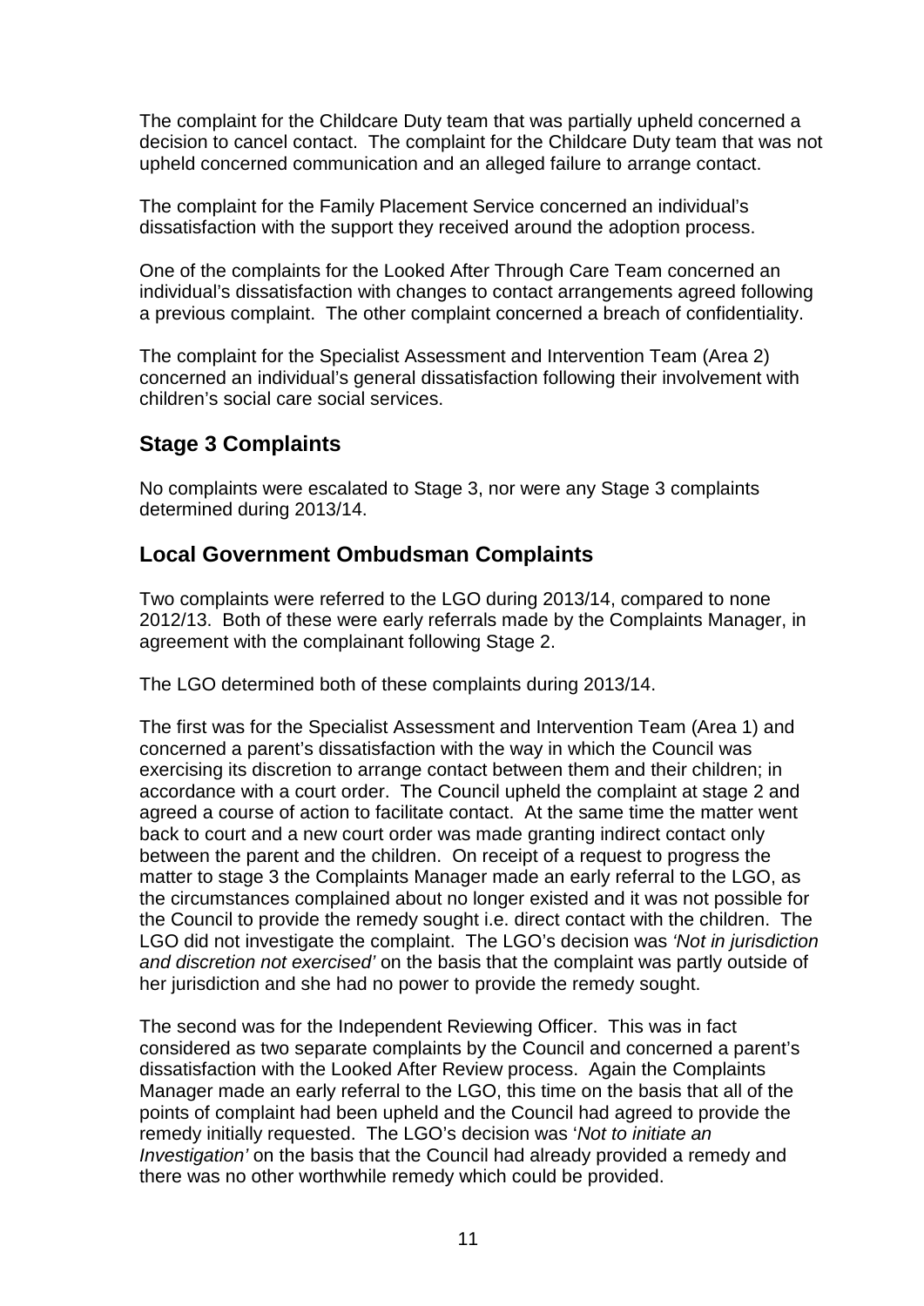The complaint for the Childcare Duty team that was partially upheld concerned a decision to cancel contact. The complaint for the Childcare Duty team that was not upheld concerned communication and an alleged failure to arrange contact.

The complaint for the Family Placement Service concerned an individual's dissatisfaction with the support they received around the adoption process.

One of the complaints for the Looked After Through Care Team concerned an individual's dissatisfaction with changes to contact arrangements agreed following a previous complaint. The other complaint concerned a breach of confidentiality.

The complaint for the Specialist Assessment and Intervention Team (Area 2) concerned an individual's general dissatisfaction following their involvement with children's social care social services.

## Stage 3 Complaints

No complaints were escalated to Stage 3, nor were any Stage 3 complaints determined during 2013/14.

## Local Government Ombudsman Complaints

Two complaints were referred to the LGO during 2013/14, compared to none 2012/13. Both of these were early referrals made by the Complaints Manager, in agreement with the complainant following Stage 2.

The LGO determined both of these complaints during 2013/14.

The first was for the Specialist Assessment and Intervention Team (Area 1) and concerned a parent's dissatisfaction with the way in which the Council was exercising its discretion to arrange contact between them and their children; in accordance with a court order. The Council upheld the complaint at stage 2 and agreed a course of action to facilitate contact. At the same time the matter went back to court and a new court order was made granting indirect contact only between the parent and the children. On receipt of a request to progress the matter to stage 3 the Complaints Manager made an early referral to the LGO, as the circumstances complained about no longer existed and it was not possible for the Council to provide the remedy sought i.e. direct contact with the children. The LGO did not investigate the complaint. The LGO's decision was *'Not in jurisdiction and discretion not exercised'* on the basis that the complaint was partly outside of her jurisdiction and she had no power to provide the remedy sought.

The second was for the Independent Reviewing Officer. This was in fact considered as two separate complaints by the Council and concerned a parent's dissatisfaction with the Looked After Review process. Again the Complaints Manager made an early referral to the LGO, this time on the basis that all of the points of complaint had been upheld and the Council had agreed to provide the remedy initially requested. The LGO's decision was '*Not to initiate an Investigation'* on the basis that the Council had already provided a remedy and there was no other worthwhile remedy which could be provided.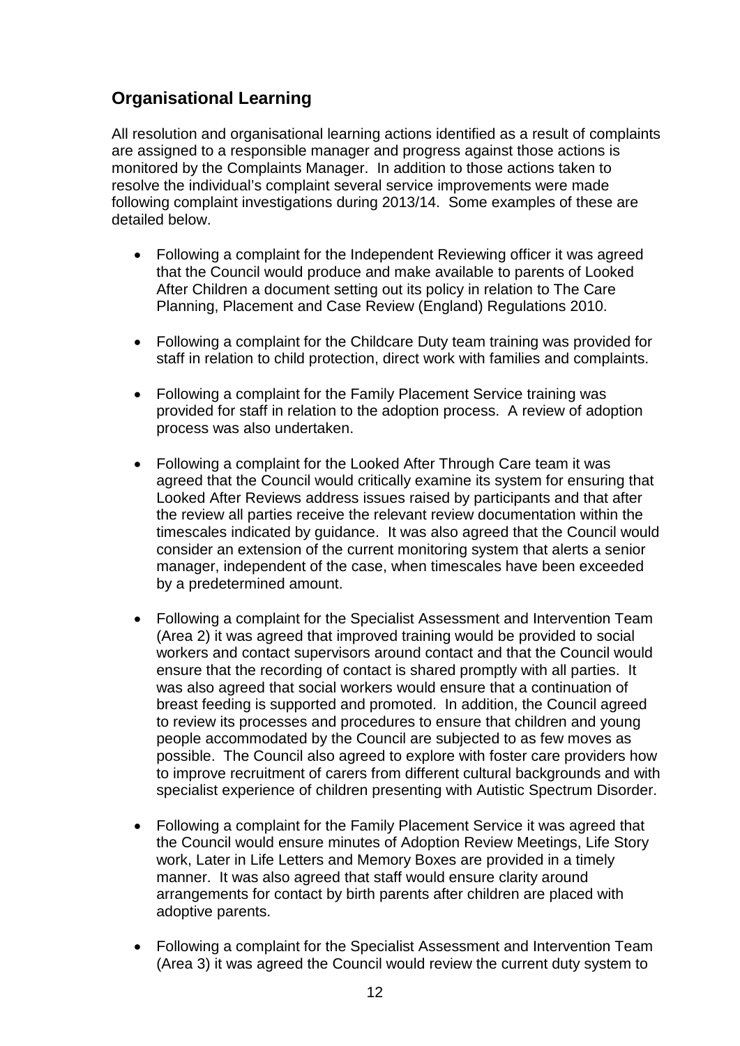## Organisational Learning

All resolution and organisational learning actions identified as a result of complaints are assigned to a responsible manager and progress against those actions is monitored by the Complaints Manager. In addition to those actions taken to resolve the individual's complaint several service improvements were made following complaint investigations during 2013/14. Some examples of these are detailed below.

- Following a complaint for the Independent Reviewing officer it was agreed that the Council would produce and make available to parents of Looked After Children a document setting out its policy in relation to The Care Planning, Placement and Case Review (England) Regulations 2010.

- Following a complaint for the Childcare Duty team training was provided for staff in relation to child protection, direct work with families and complaints.

- Following a complaint for the Family Placement Service training was provided for staff in relation to the adoption process. A review of adoption process was also undertaken.

- Following a complaint for the Looked After Through Care team it was agreed that the Council would critically examine its system for ensuring that Looked After Reviews address issues raised by participants and that after the review all parties receive the relevant review documentation within the timescales indicated by guidance. It was also agreed that the Council would consider an extension of the current monitoring system that alerts a senior manager, independent of the case, when timescales have been exceeded by a predetermined amount.

- Following a complaint for the Specialist Assessment and Intervention Team (Area 2) it was agreed that improved training would be provided to social workers and contact supervisors around contact and that the Council would ensure that the recording of contact is shared promptly with all parties. It was also agreed that social workers would ensure that a continuation of breast feeding is supported and promoted. In addition, the Council agreed to review its processes and procedures to ensure that children and young people accommodated by the Council are subjected to as few moves as possible. The Council also agreed to explore with foster care providers how to improve recruitment of carers from different cultural backgrounds and with specialist experience of children presenting with Autistic Spectrum Disorder.

- Following a complaint for the Family Placement Service it was agreed that the Council would ensure minutes of Adoption Review Meetings, Life Story work, Later in Life Letters and Memory Boxes are provided in a timely manner. It was also agreed that staff would ensure clarity around arrangements for contact by birth parents after children are placed with adoptive parents.

- Following a complaint for the Specialist Assessment and Intervention Team (Area 3) it was agreed the Council would review the current duty system to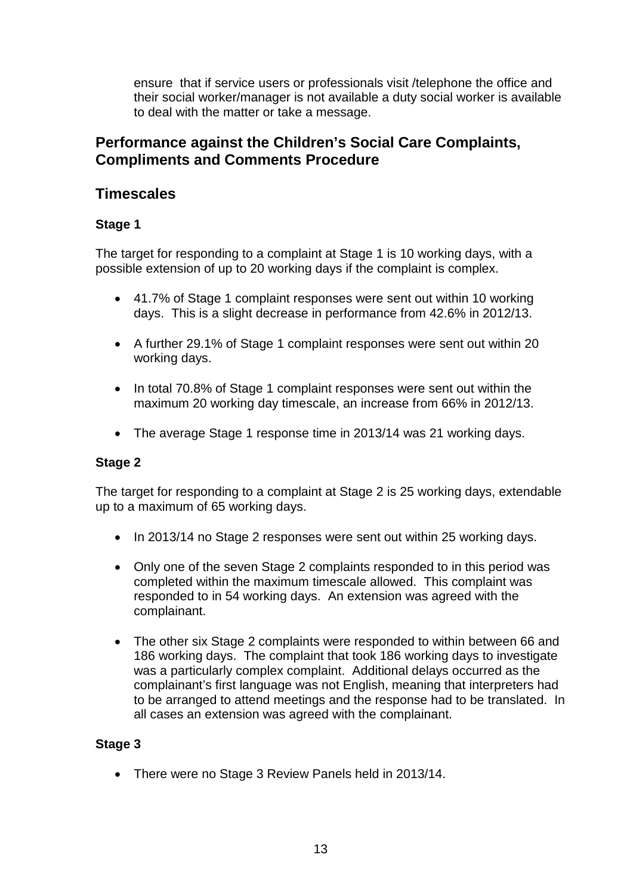ensure that if service users or professionals visit /telephone the office and their social worker/manager is not available a duty social worker is available to deal with the matter or take a message.

## Performance against the Children's Social Care Complaints, Compliments and Comments Procedure

## Timescales

### Stage 1

The target for responding to a complaint at Stage 1 is 10 working days, with a possible extension of up to 20 working days if the complaint is complex.

- 41.7% of Stage 1 complaint responses were sent out within 10 working days. This is a slight decrease in performance from 42.6% in 2012/13.
- A further 29.1% of Stage 1 complaint responses were sent out within 20 working days.
- In total 70.8% of Stage 1 complaint responses were sent out within the maximum 20 working day timescale, an increase from 66% in 2012/13.
- The average Stage 1 response time in 2013/14 was 21 working days.

### Stage 2

The target for responding to a complaint at Stage 2 is 25 working days, extendable up to a maximum of 65 working days.

- In 2013/14 no Stage 2 responses were sent out within 25 working days.
- Only one of the seven Stage 2 complaints responded to in this period was completed within the maximum timescale allowed. This complaint was responded to in 54 working days. An extension was agreed with the complainant.
- The other six Stage 2 complaints were responded to within between 66 and 186 working days. The complaint that took 186 working days to investigate was a particularly complex complaint. Additional delays occurred as the complainant's first language was not English, meaning that interpreters had to be arranged to attend meetings and the response had to be translated. In all cases an extension was agreed with the complainant.

### Stage 3

- There were no Stage 3 Review Panels held in 2013/14.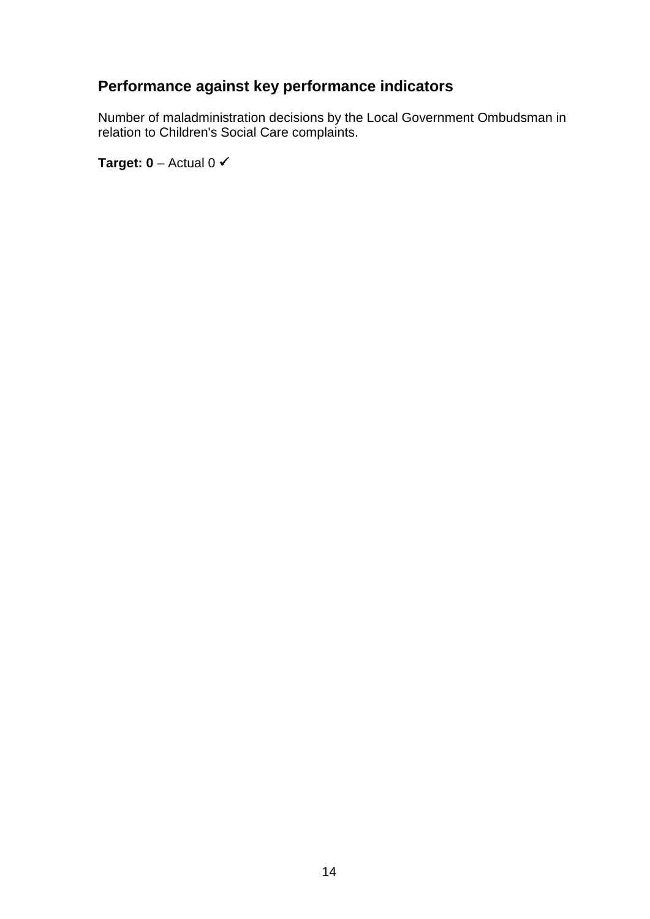## Performance against key performance indicators

Number of maladministration decisions by the Local Government Ombudsman in relation to Children's Social Care complaints.

**Target: 0** – Actual 0 ✓